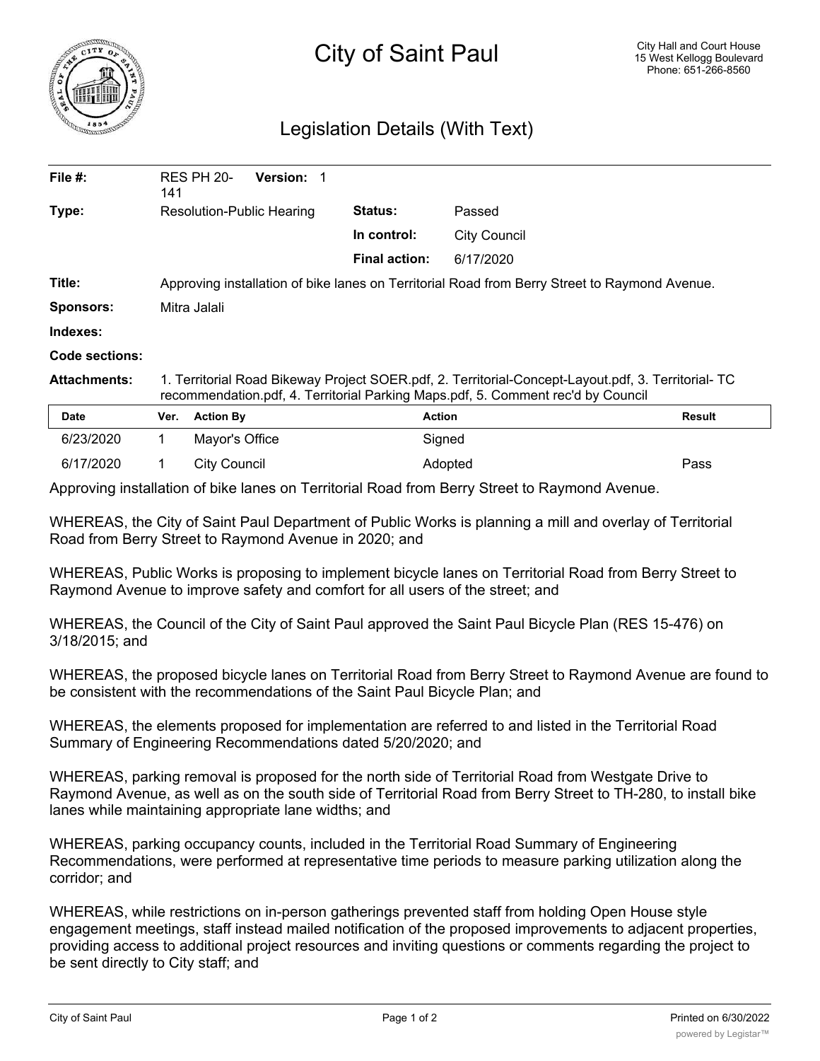# City of Saint Paul

City Hall and Court House
15 West Kellogg Boulevard
Phone: 651-266-8560

## Legislation Details (With Text)

| | | | |
|---|---|---|---|
| **File #:** | RES PH 20-141 **Version:** 1 | | |
| **Type:** | Resolution-Public Hearing | **Status:** | Passed |
| | | **In control:** | City Council |
| | | **Final action:** | 6/17/2020 |

**Title:** Approving installation of bike lanes on Territorial Road from Berry Street to Raymond Avenue.

**Sponsors:** Mitra Jalali

**Indexes:**

**Code sections:**

**Attachments:** 1. Territorial Road Bikeway Project SOER.pdf, 2. Territorial-Concept-Layout.pdf, 3. Territorial- TC recommendation.pdf, 4. Territorial Parking Maps.pdf, 5. Comment rec'd by Council

| Date | Ver. | Action By | Action | Result |
|---|---|---|---|---|
| 6/23/2020 | 1 | Mayor's Office | Signed | |
| 6/17/2020 | 1 | City Council | Adopted | Pass |

Approving installation of bike lanes on Territorial Road from Berry Street to Raymond Avenue.

WHEREAS, the City of Saint Paul Department of Public Works is planning a mill and overlay of Territorial Road from Berry Street to Raymond Avenue in 2020; and

WHEREAS, Public Works is proposing to implement bicycle lanes on Territorial Road from Berry Street to Raymond Avenue to improve safety and comfort for all users of the street; and

WHEREAS, the Council of the City of Saint Paul approved the Saint Paul Bicycle Plan (RES 15-476) on 3/18/2015; and

WHEREAS, the proposed bicycle lanes on Territorial Road from Berry Street to Raymond Avenue are found to be consistent with the recommendations of the Saint Paul Bicycle Plan; and

WHEREAS, the elements proposed for implementation are referred to and listed in the Territorial Road Summary of Engineering Recommendations dated 5/20/2020; and

WHEREAS, parking removal is proposed for the north side of Territorial Road from Westgate Drive to Raymond Avenue, as well as on the south side of Territorial Road from Berry Street to TH-280, to install bike lanes while maintaining appropriate lane widths; and

WHEREAS, parking occupancy counts, included in the Territorial Road Summary of Engineering Recommendations, were performed at representative time periods to measure parking utilization along the corridor; and

WHEREAS, while restrictions on in-person gatherings prevented staff from holding Open House style engagement meetings, staff instead mailed notification of the proposed improvements to adjacent properties, providing access to additional project resources and inviting questions or comments regarding the project to be sent directly to City staff; and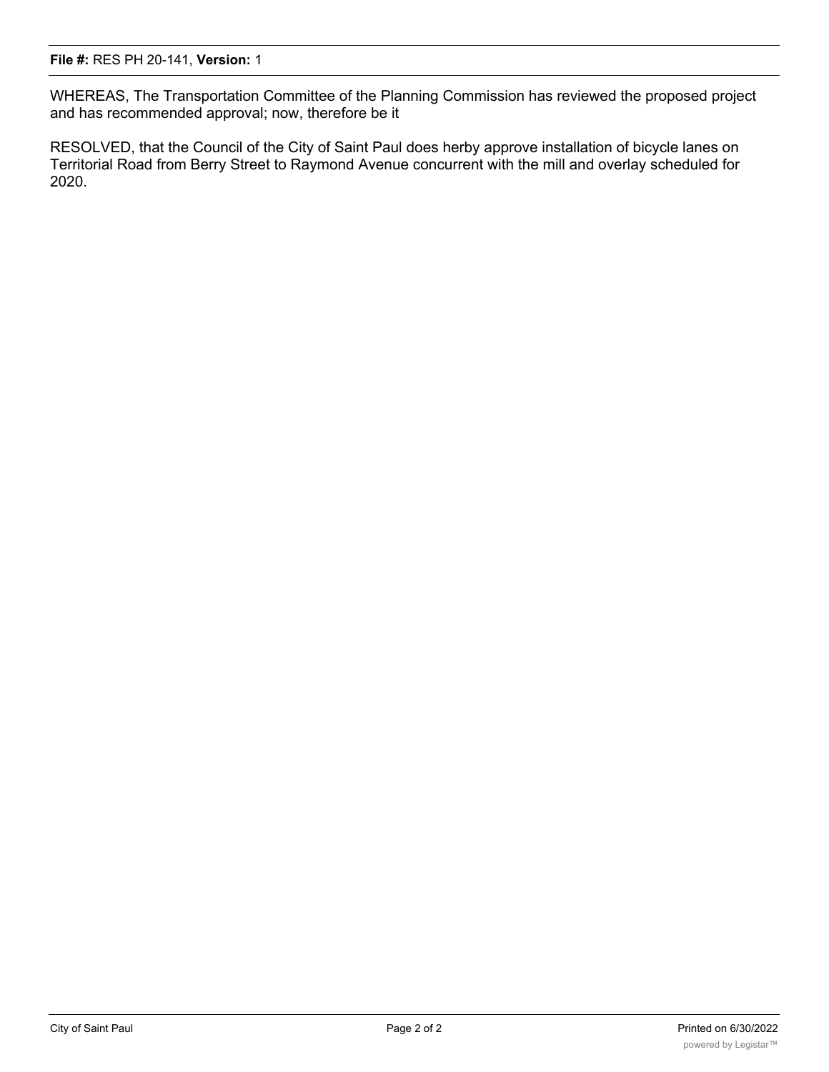**File #:** RES PH 20-141, **Version:** 1

WHEREAS, The Transportation Committee of the Planning Commission has reviewed the proposed project and has recommended approval; now, therefore be it

RESOLVED, that the Council of the City of Saint Paul does herby approve installation of bicycle lanes on Territorial Road from Berry Street to Raymond Avenue concurrent with the mill and overlay scheduled for 2020.